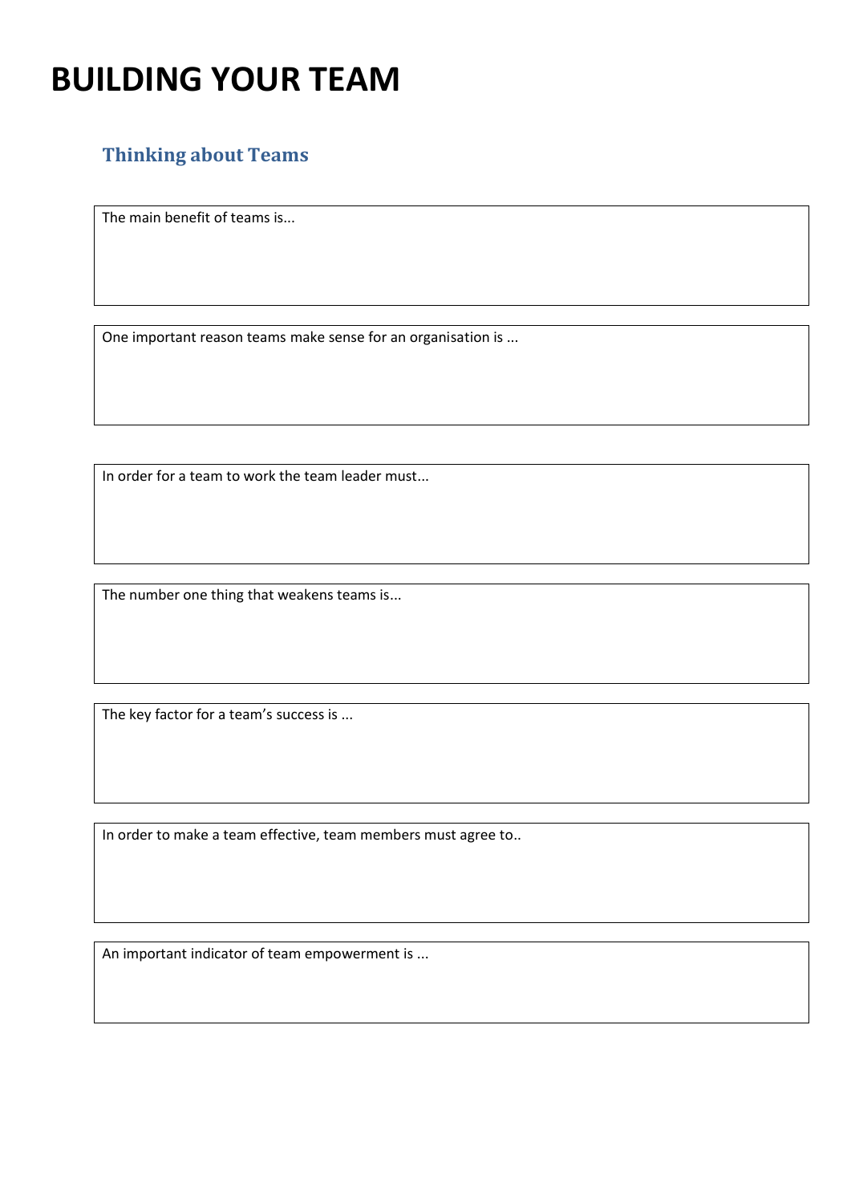# BUILDING YOUR TEAM

## Thinking about Teams

The main benefit of teams is...

One important reason teams make sense for an organisation is ...

In order for a team to work the team leader must...

The number one thing that weakens teams is...

The key factor for a team's success is ...

In order to make a team effective, team members must agree to..

An important indicator of team empowerment is ...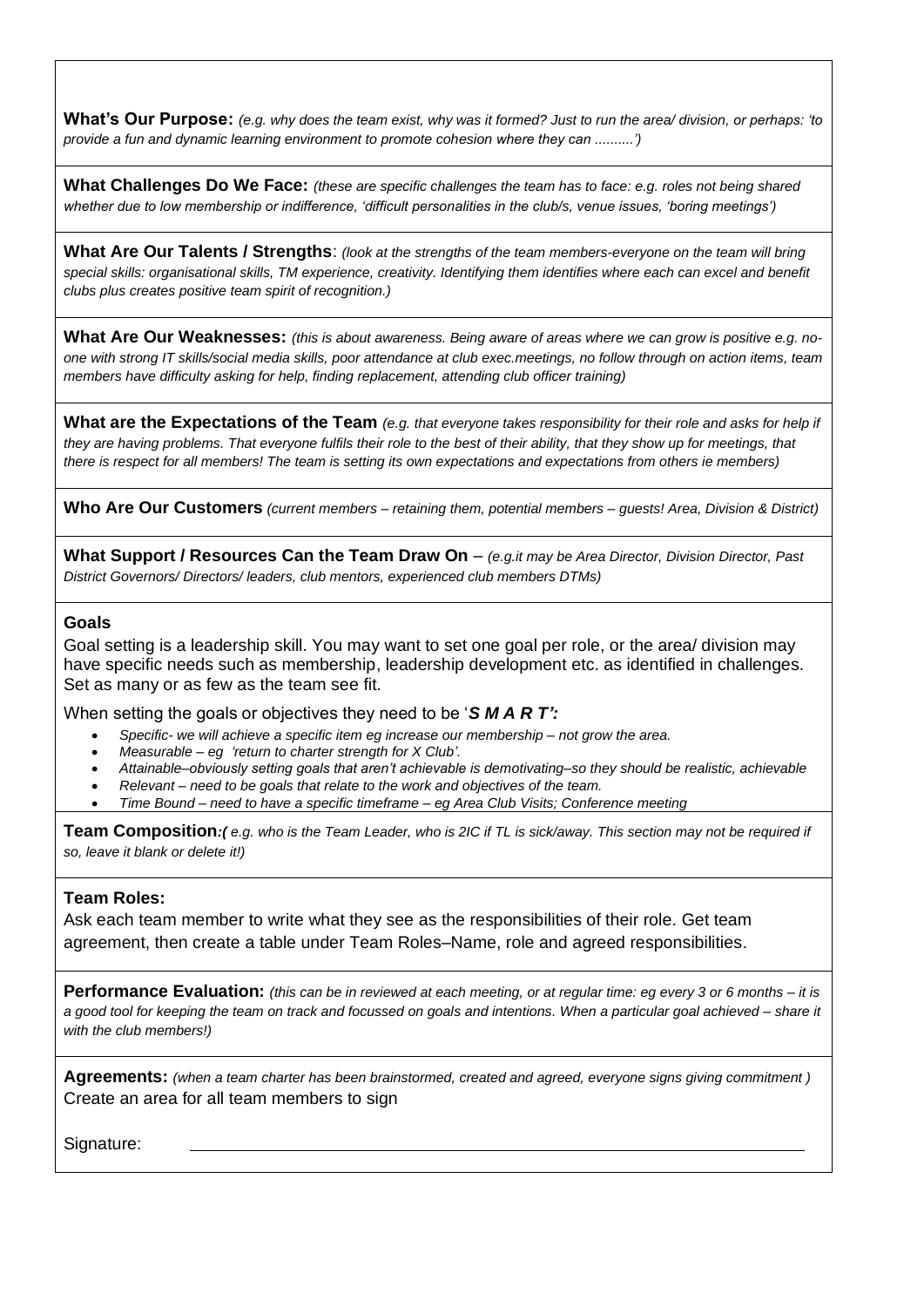**What's Our Purpose:** *(e.g. why does the team exist, why was it formed? Just to run the area/ division, or perhaps: 'to provide a fun and dynamic learning environment to promote cohesion where they can ..........')*

**What Challenges Do We Face:** *(these are specific challenges the team has to face: e.g. roles not being shared whether due to low membership or indifference, 'difficult personalities in the club/s, venue issues, 'boring meetings')*

**What Are Our Talents / Strengths**: *(look at the strengths of the team members-everyone on the team will bring special skills: organisational skills, TM experience, creativity. Identifying them identifies where each can excel and benefit clubs plus creates positive team spirit of recognition.)*

**What Are Our Weaknesses:** *(this is about awareness. Being aware of areas where we can grow is positive e.g. no-one with strong IT skills/social media skills, poor attendance at club exec.meetings, no follow through on action items, team members have difficulty asking for help, finding replacement, attending club officer training)*

**What are the Expectations of the Team** *(e.g. that everyone takes responsibility for their role and asks for help if they are having problems. That everyone fulfils their role to the best of their ability, that they show up for meetings, that there is respect for all members! The team is setting its own expectations and expectations from others ie members)*

**Who Are Our Customers** *(current members – retaining them, potential members – guests! Area, Division & District)*

**What Support / Resources Can the Team Draw On** – *(e.g.it may be Area Director, Division Director, Past District Governors/ Directors/ leaders, club mentors, experienced club members DTMs)*

**Goals**

Goal setting is a leadership skill. You may want to set one goal per role, or the area/ division may have specific needs such as membership, leadership development etc. as identified in challenges. Set as many or as few as the team see fit.

When setting the goals or objectives they need to be '***S M A R T':***

- *Specific- we will achieve a specific item eg increase our membership – not grow the area.*
- *Measurable – eg 'return to charter strength for X Club'.*
- *Attainable–obviously setting goals that aren't achievable is demotivating–so they should be realistic, achievable*
- *Relevant – need to be goals that relate to the work and objectives of the team.*
- *Time Bound – need to have a specific timeframe – eg Area Club Visits; Conference meeting*

**Team Composition*:(*** *e.g. who is the Team Leader, who is 2IC if TL is sick/away. This section may not be required if so, leave it blank or delete it!)*

**Team Roles:**

Ask each team member to write what they see as the responsibilities of their role. Get team agreement, then create a table under Team Roles–Name, role and agreed responsibilities.

**Performance Evaluation:** *(this can be in reviewed at each meeting, or at regular time: eg every 3 or 6 months – it is a good tool for keeping the team on track and focussed on goals and intentions. When a particular goal achieved – share it with the club members!)*

**Agreements:** *(when a team charter has been brainstormed, created and agreed, everyone signs giving commitment )*
Create an area for all team members to sign

Signature: ______________________________________________________________